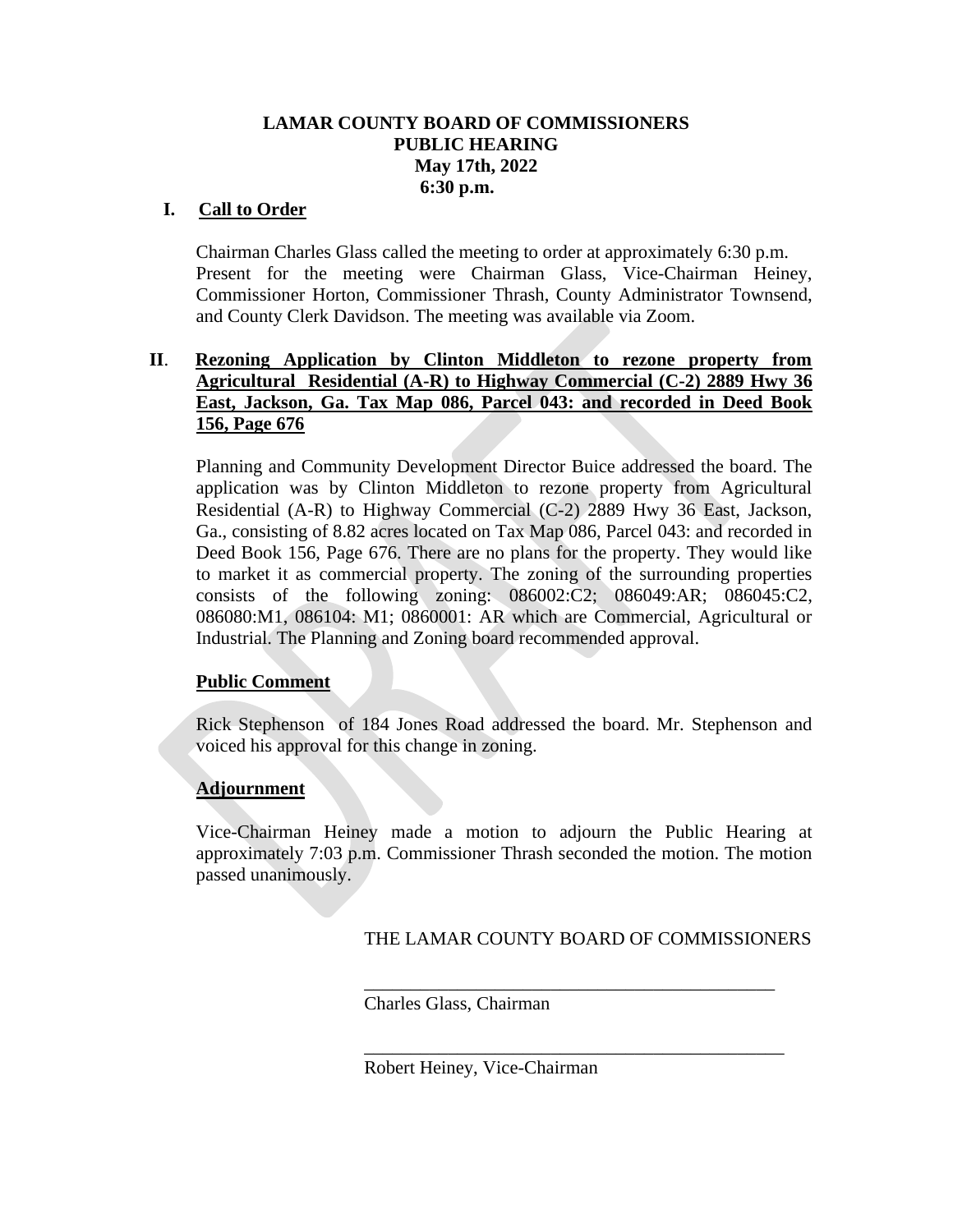# LAMAR COUNTY BOARD OF COMMISSIONERS
## PUBLIC HEARING
## May 17th, 2022
## 6:30 p.m.

**I. Call to Order**

Chairman Charles Glass called the meeting to order at approximately 6:30 p.m. Present for the meeting were Chairman Glass, Vice-Chairman Heiney, Commissioner Horton, Commissioner Thrash, County Administrator Townsend, and County Clerk Davidson. The meeting was available via Zoom.

**II. Rezoning Application by Clinton Middleton to rezone property from Agricultural Residential (A-R) to Highway Commercial (C-2) 2889 Hwy 36 East, Jackson, Ga. Tax Map 086, Parcel 043: and recorded in Deed Book 156, Page 676**

Planning and Community Development Director Buice addressed the board. The application was by Clinton Middleton to rezone property from Agricultural Residential (A-R) to Highway Commercial (C-2) 2889 Hwy 36 East, Jackson, Ga., consisting of 8.82 acres located on Tax Map 086, Parcel 043: and recorded in Deed Book 156, Page 676. There are no plans for the property. They would like to market it as commercial property. The zoning of the surrounding properties consists of the following zoning: 086002:C2; 086049:AR; 086045:C2, 086080:M1, 086104: M1; 0860001: AR which are Commercial, Agricultural or Industrial. The Planning and Zoning board recommended approval.

**Public Comment**

Rick Stephenson of 184 Jones Road addressed the board. Mr. Stephenson and voiced his approval for this change in zoning.

**Adjournment**

Vice-Chairman Heiney made a motion to adjourn the Public Hearing at approximately 7:03 p.m. Commissioner Thrash seconded the motion. The motion passed unanimously.

THE LAMAR COUNTY BOARD OF COMMISSIONERS

\_\_\_\_\_\_\_\_\_\_\_\_\_\_\_\_\_\_\_\_\_\_\_\_\_\_\_\_\_\_\_\_\_\_\_\_\_\_\_\_\_\_\_\_

Charles Glass, Chairman

\_\_\_\_\_\_\_\_\_\_\_\_\_\_\_\_\_\_\_\_\_\_\_\_\_\_\_\_\_\_\_\_\_\_\_\_\_\_\_\_\_\_\_\_

Robert Heiney, Vice-Chairman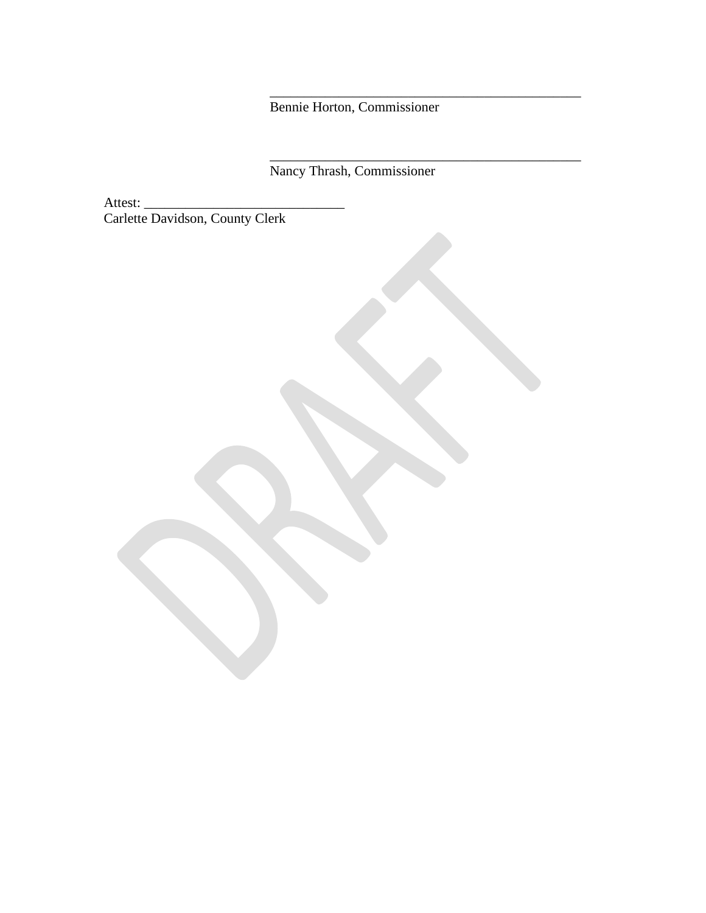______________________________________________
Bennie Horton, Commissioner

______________________________________________
Nancy Thrash, Commissioner

Attest: ____________________________
Carlette Davidson, County Clerk

DRAFT